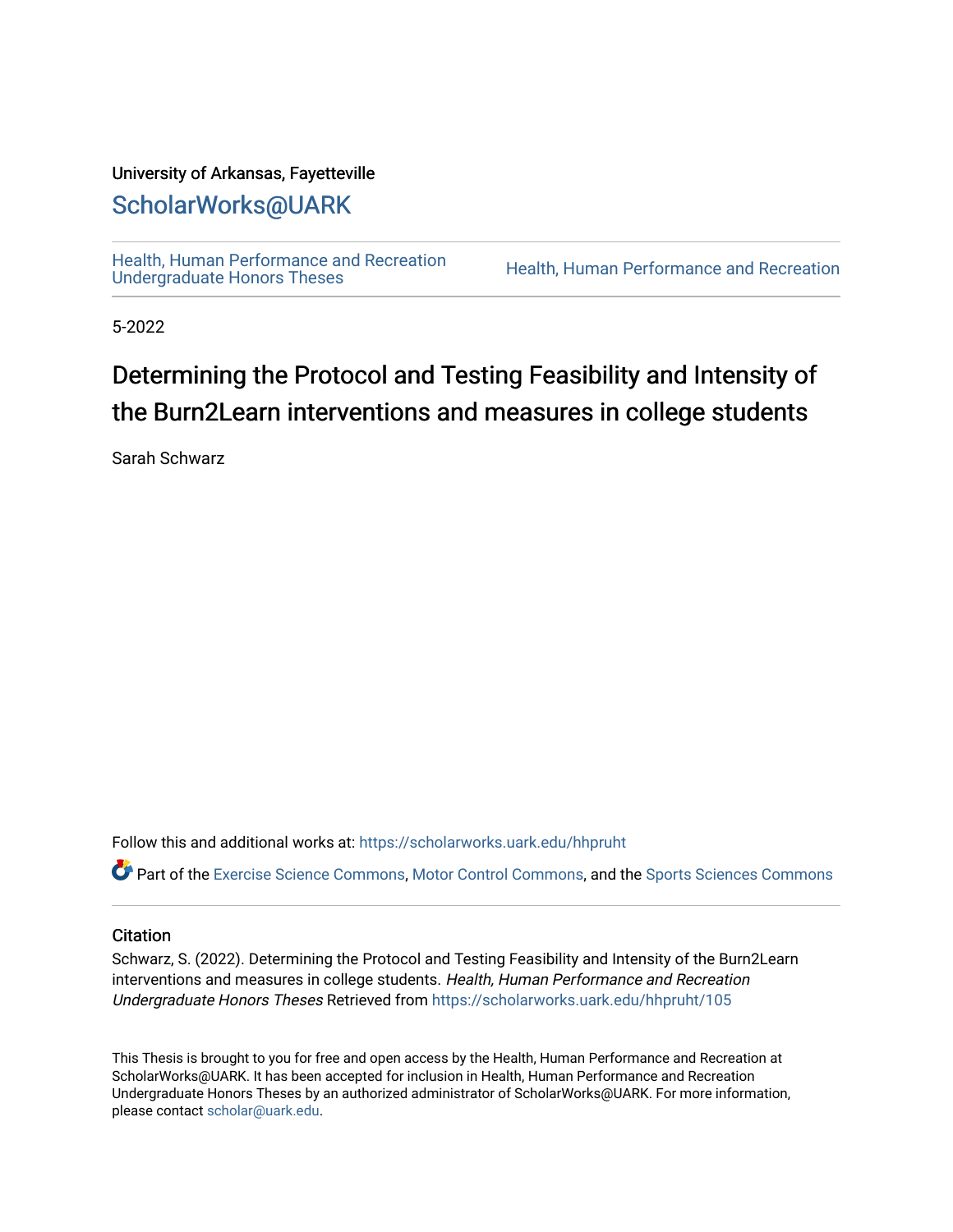University of Arkansas, Fayetteville

ScholarWorks@UARK

Health, Human Performance and Recreation Undergraduate Honors Theses

Health, Human Performance and Recreation

5-2022

# Determining the Protocol and Testing Feasibility and Intensity of the Burn2Learn interventions and measures in college students

Sarah Schwarz

Follow this and additional works at: https://scholarworks.uark.edu/hhpruht

Part of the Exercise Science Commons, Motor Control Commons, and the Sports Sciences Commons

## Citation

Schwarz, S. (2022). Determining the Protocol and Testing Feasibility and Intensity of the Burn2Learn interventions and measures in college students. *Health, Human Performance and Recreation Undergraduate Honors Theses* Retrieved from https://scholarworks.uark.edu/hhpruht/105

This Thesis is brought to you for free and open access by the Health, Human Performance and Recreation at ScholarWorks@UARK. It has been accepted for inclusion in Health, Human Performance and Recreation Undergraduate Honors Theses by an authorized administrator of ScholarWorks@UARK. For more information, please contact scholar@uark.edu.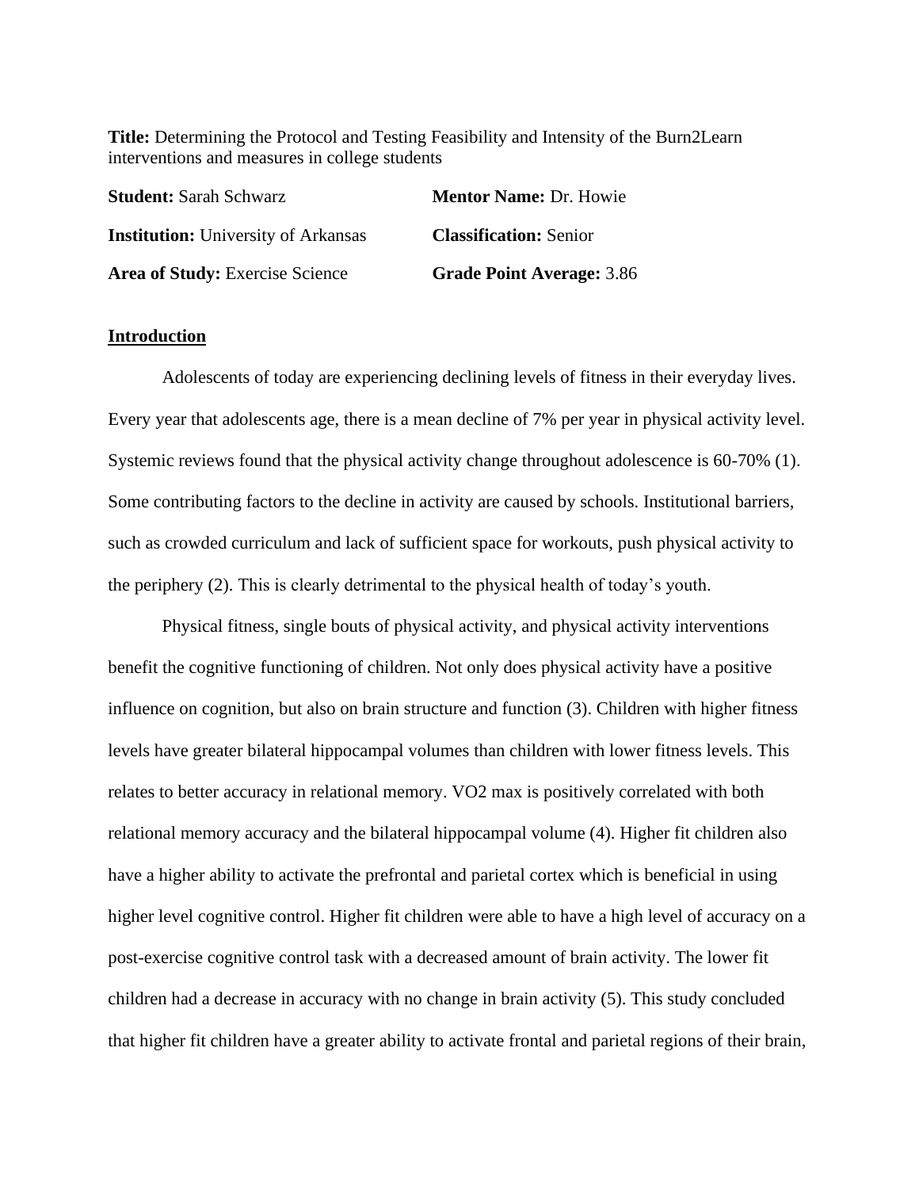**Title:** Determining the Protocol and Testing Feasibility and Intensity of the Burn2Learn interventions and measures in college students

| | |
|---|---|
| **Student:** Sarah Schwarz | **Mentor Name:** Dr. Howie |
| **Institution:** University of Arkansas | **Classification:** Senior |
| **Area of Study:** Exercise Science | **Grade Point Average:** 3.86 |

## Introduction

Adolescents of today are experiencing declining levels of fitness in their everyday lives. Every year that adolescents age, there is a mean decline of 7% per year in physical activity level. Systemic reviews found that the physical activity change throughout adolescence is 60-70% (1). Some contributing factors to the decline in activity are caused by schools. Institutional barriers, such as crowded curriculum and lack of sufficient space for workouts, push physical activity to the periphery (2). This is clearly detrimental to the physical health of today's youth.

Physical fitness, single bouts of physical activity, and physical activity interventions benefit the cognitive functioning of children. Not only does physical activity have a positive influence on cognition, but also on brain structure and function (3). Children with higher fitness levels have greater bilateral hippocampal volumes than children with lower fitness levels. This relates to better accuracy in relational memory. VO2 max is positively correlated with both relational memory accuracy and the bilateral hippocampal volume (4). Higher fit children also have a higher ability to activate the prefrontal and parietal cortex which is beneficial in using higher level cognitive control. Higher fit children were able to have a high level of accuracy on a post-exercise cognitive control task with a decreased amount of brain activity. The lower fit children had a decrease in accuracy with no change in brain activity (5). This study concluded that higher fit children have a greater ability to activate frontal and parietal regions of their brain,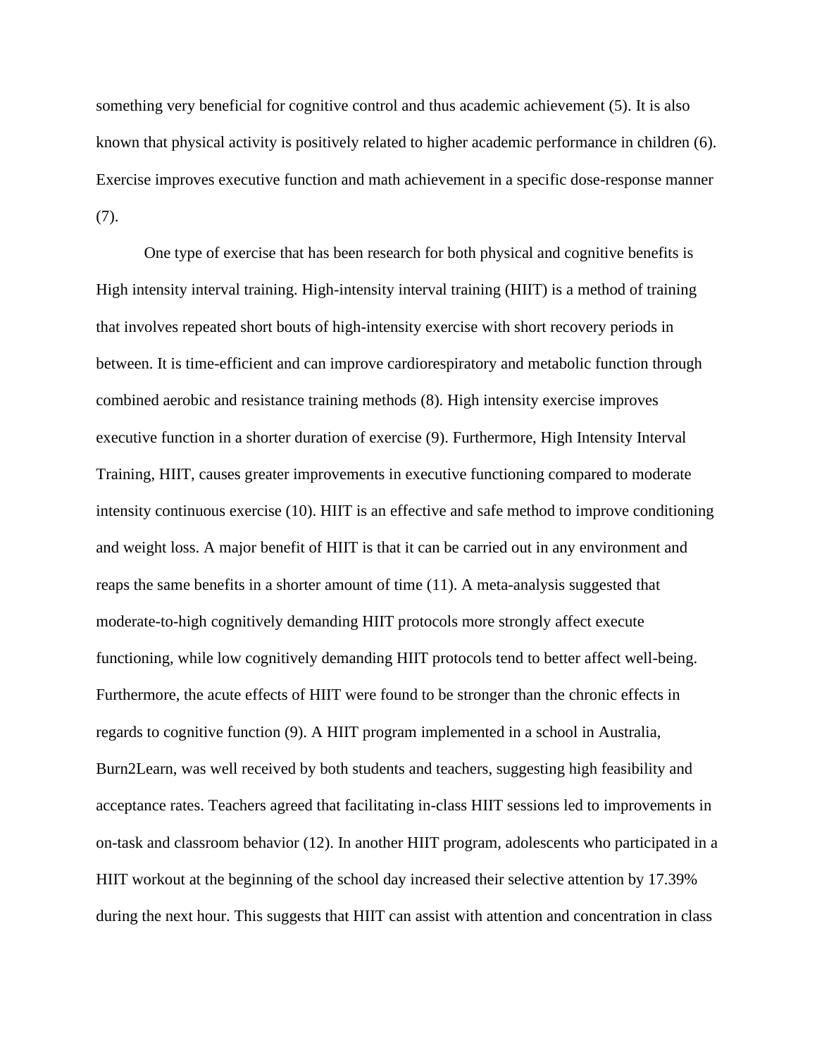something very beneficial for cognitive control and thus academic achievement (5). It is also known that physical activity is positively related to higher academic performance in children (6). Exercise improves executive function and math achievement in a specific dose-response manner (7).

One type of exercise that has been research for both physical and cognitive benefits is High intensity interval training. High-intensity interval training (HIIT) is a method of training that involves repeated short bouts of high-intensity exercise with short recovery periods in between. It is time-efficient and can improve cardiorespiratory and metabolic function through combined aerobic and resistance training methods (8). High intensity exercise improves executive function in a shorter duration of exercise (9). Furthermore, High Intensity Interval Training, HIIT, causes greater improvements in executive functioning compared to moderate intensity continuous exercise (10). HIIT is an effective and safe method to improve conditioning and weight loss. A major benefit of HIIT is that it can be carried out in any environment and reaps the same benefits in a shorter amount of time (11). A meta-analysis suggested that moderate-to-high cognitively demanding HIIT protocols more strongly affect execute functioning, while low cognitively demanding HIIT protocols tend to better affect well-being. Furthermore, the acute effects of HIIT were found to be stronger than the chronic effects in regards to cognitive function (9). A HIIT program implemented in a school in Australia, Burn2Learn, was well received by both students and teachers, suggesting high feasibility and acceptance rates. Teachers agreed that facilitating in-class HIIT sessions led to improvements in on-task and classroom behavior (12). In another HIIT program, adolescents who participated in a HIIT workout at the beginning of the school day increased their selective attention by 17.39% during the next hour. This suggests that HIIT can assist with attention and concentration in class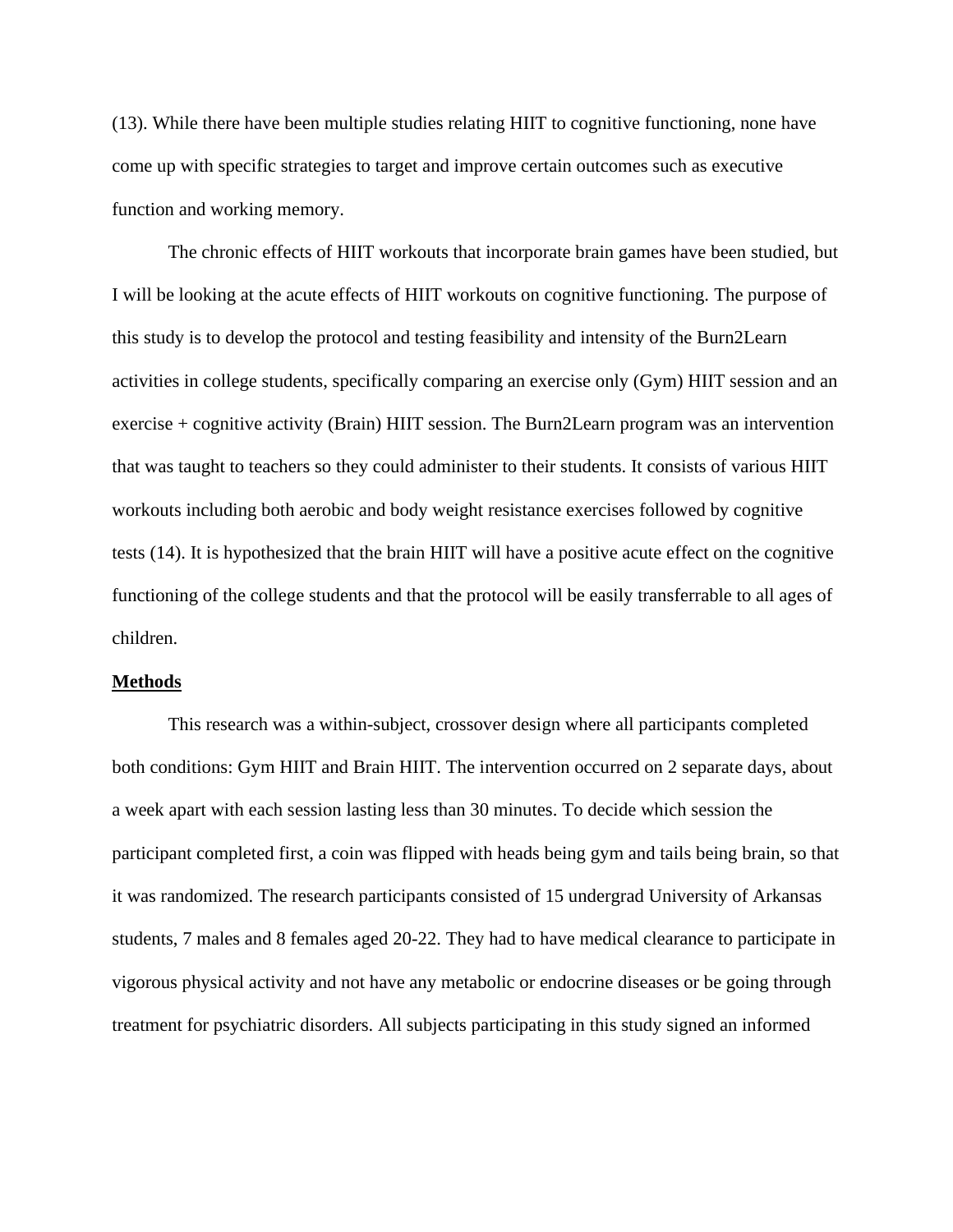(13). While there have been multiple studies relating HIIT to cognitive functioning, none have come up with specific strategies to target and improve certain outcomes such as executive function and working memory.

The chronic effects of HIIT workouts that incorporate brain games have been studied, but I will be looking at the acute effects of HIIT workouts on cognitive functioning. The purpose of this study is to develop the protocol and testing feasibility and intensity of the Burn2Learn activities in college students, specifically comparing an exercise only (Gym) HIIT session and an exercise + cognitive activity (Brain) HIIT session. The Burn2Learn program was an intervention that was taught to teachers so they could administer to their students. It consists of various HIIT workouts including both aerobic and body weight resistance exercises followed by cognitive tests (14). It is hypothesized that the brain HIIT will have a positive acute effect on the cognitive functioning of the college students and that the protocol will be easily transferrable to all ages of children.

## Methods

This research was a within-subject, crossover design where all participants completed both conditions: Gym HIIT and Brain HIIT. The intervention occurred on 2 separate days, about a week apart with each session lasting less than 30 minutes. To decide which session the participant completed first, a coin was flipped with heads being gym and tails being brain, so that it was randomized. The research participants consisted of 15 undergrad University of Arkansas students, 7 males and 8 females aged 20-22. They had to have medical clearance to participate in vigorous physical activity and not have any metabolic or endocrine diseases or be going through treatment for psychiatric disorders. All subjects participating in this study signed an informed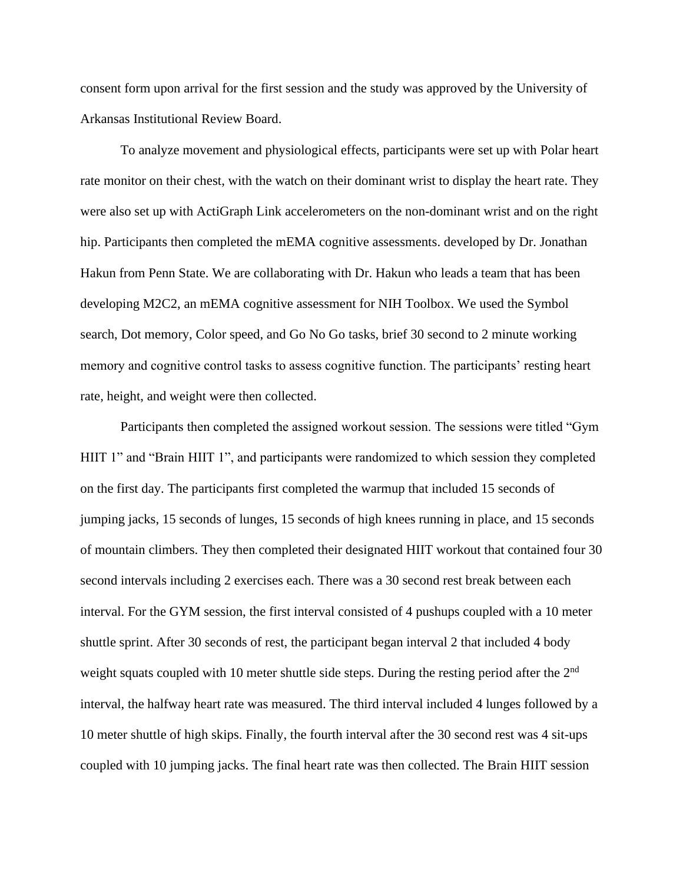consent form upon arrival for the first session and the study was approved by the University of Arkansas Institutional Review Board.

To analyze movement and physiological effects, participants were set up with Polar heart rate monitor on their chest, with the watch on their dominant wrist to display the heart rate. They were also set up with ActiGraph Link accelerometers on the non-dominant wrist and on the right hip. Participants then completed the mEMA cognitive assessments. developed by Dr. Jonathan Hakun from Penn State. We are collaborating with Dr. Hakun who leads a team that has been developing M2C2, an mEMA cognitive assessment for NIH Toolbox. We used the Symbol search, Dot memory, Color speed, and Go No Go tasks, brief 30 second to 2 minute working memory and cognitive control tasks to assess cognitive function. The participants' resting heart rate, height, and weight were then collected.

Participants then completed the assigned workout session. The sessions were titled "Gym HIIT 1" and "Brain HIIT 1", and participants were randomized to which session they completed on the first day. The participants first completed the warmup that included 15 seconds of jumping jacks, 15 seconds of lunges, 15 seconds of high knees running in place, and 15 seconds of mountain climbers. They then completed their designated HIIT workout that contained four 30 second intervals including 2 exercises each. There was a 30 second rest break between each interval. For the GYM session, the first interval consisted of 4 pushups coupled with a 10 meter shuttle sprint. After 30 seconds of rest, the participant began interval 2 that included 4 body weight squats coupled with 10 meter shuttle side steps. During the resting period after the 2nd interval, the halfway heart rate was measured. The third interval included 4 lunges followed by a 10 meter shuttle of high skips. Finally, the fourth interval after the 30 second rest was 4 sit-ups coupled with 10 jumping jacks. The final heart rate was then collected. The Brain HIIT session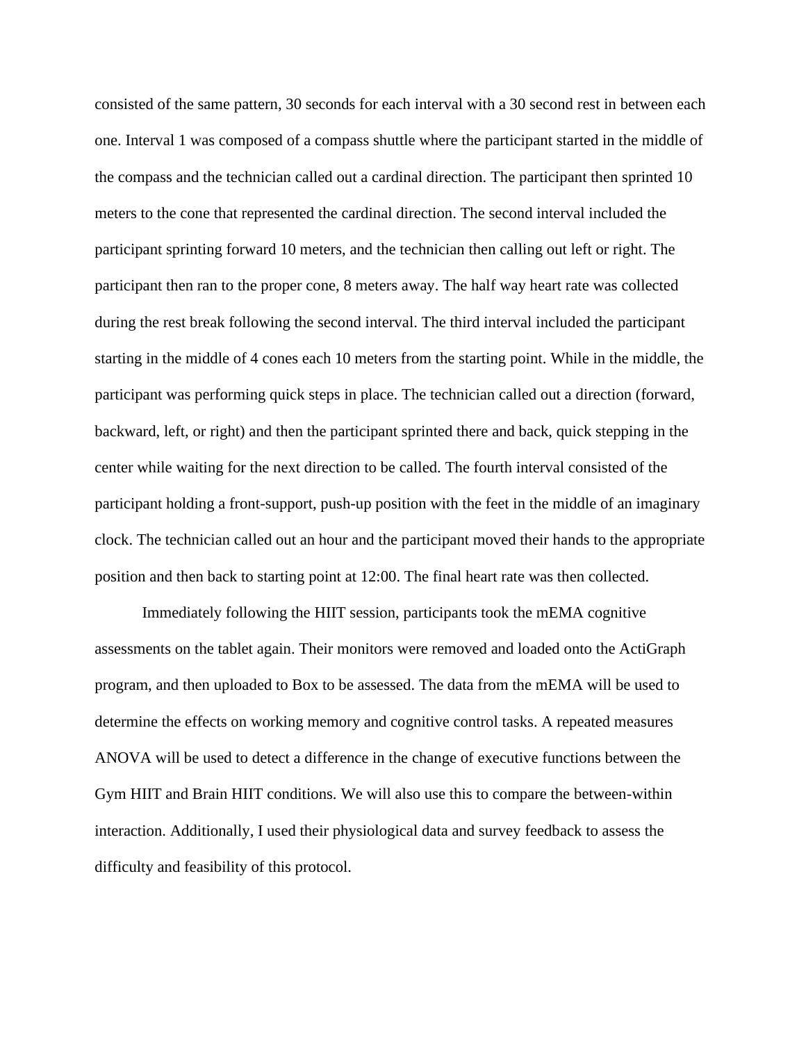consisted of the same pattern, 30 seconds for each interval with a 30 second rest in between each one. Interval 1 was composed of a compass shuttle where the participant started in the middle of the compass and the technician called out a cardinal direction. The participant then sprinted 10 meters to the cone that represented the cardinal direction. The second interval included the participant sprinting forward 10 meters, and the technician then calling out left or right. The participant then ran to the proper cone, 8 meters away. The half way heart rate was collected during the rest break following the second interval. The third interval included the participant starting in the middle of 4 cones each 10 meters from the starting point. While in the middle, the participant was performing quick steps in place. The technician called out a direction (forward, backward, left, or right) and then the participant sprinted there and back, quick stepping in the center while waiting for the next direction to be called. The fourth interval consisted of the participant holding a front-support, push-up position with the feet in the middle of an imaginary clock. The technician called out an hour and the participant moved their hands to the appropriate position and then back to starting point at 12:00. The final heart rate was then collected.

Immediately following the HIIT session, participants took the mEMA cognitive assessments on the tablet again. Their monitors were removed and loaded onto the ActiGraph program, and then uploaded to Box to be assessed. The data from the mEMA will be used to determine the effects on working memory and cognitive control tasks. A repeated measures ANOVA will be used to detect a difference in the change of executive functions between the Gym HIIT and Brain HIIT conditions. We will also use this to compare the between-within interaction. Additionally, I used their physiological data and survey feedback to assess the difficulty and feasibility of this protocol.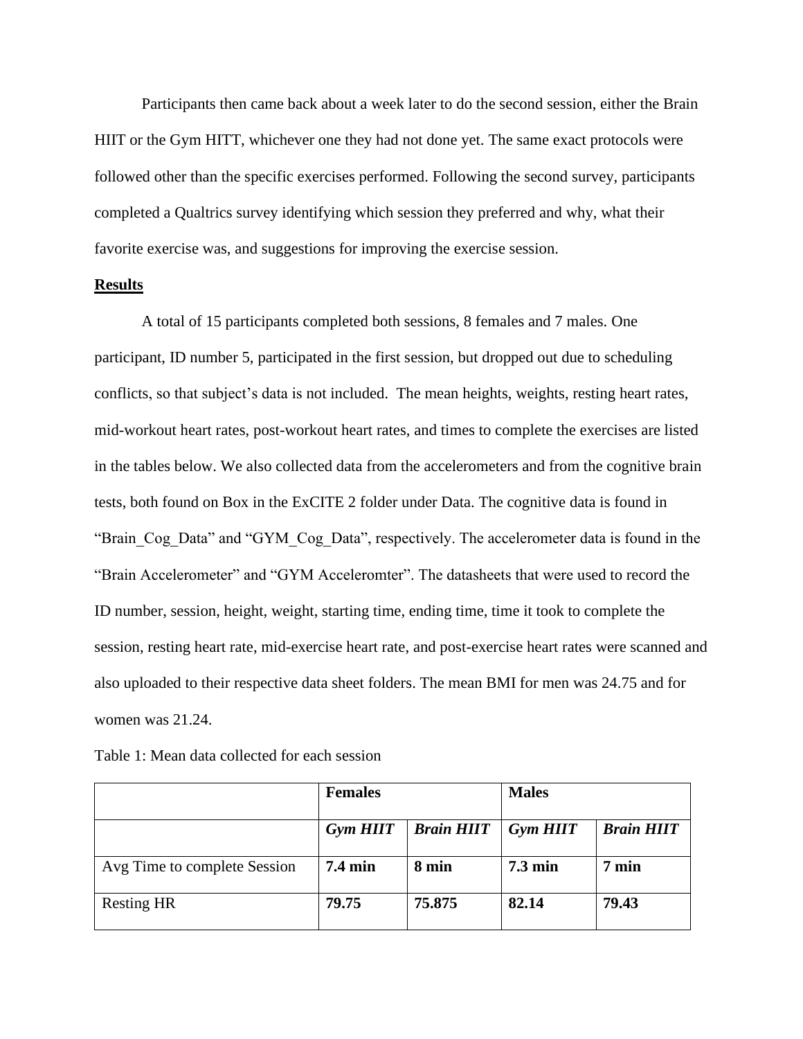Participants then came back about a week later to do the second session, either the Brain HIIT or the Gym HITT, whichever one they had not done yet. The same exact protocols were followed other than the specific exercises performed. Following the second survey, participants completed a Qualtrics survey identifying which session they preferred and why, what their favorite exercise was, and suggestions for improving the exercise session.

## **Results**

A total of 15 participants completed both sessions, 8 females and 7 males. One participant, ID number 5, participated in the first session, but dropped out due to scheduling conflicts, so that subject's data is not included. The mean heights, weights, resting heart rates, mid-workout heart rates, post-workout heart rates, and times to complete the exercises are listed in the tables below. We also collected data from the accelerometers and from the cognitive brain tests, both found on Box in the ExCITE 2 folder under Data. The cognitive data is found in "Brain_Cog_Data" and "GYM_Cog_Data", respectively. The accelerometer data is found in the "Brain Accelerometer" and "GYM Acceleromter". The datasheets that were used to record the ID number, session, height, weight, starting time, ending time, time it took to complete the session, resting heart rate, mid-exercise heart rate, and post-exercise heart rates were scanned and also uploaded to their respective data sheet folders. The mean BMI for men was 24.75 and for women was 21.24.

Table 1: Mean data collected for each session

| | **Females** | | **Males** | |
|---|---|---|---|---|
| | ***Gym HIIT*** | ***Brain HIIT*** | ***Gym HIIT*** | ***Brain HIIT*** |
| Avg Time to complete Session | **7.4 min** | **8 min** | **7.3 min** | **7 min** |
| Resting HR | **79.75** | **75.875** | **82.14** | **79.43** |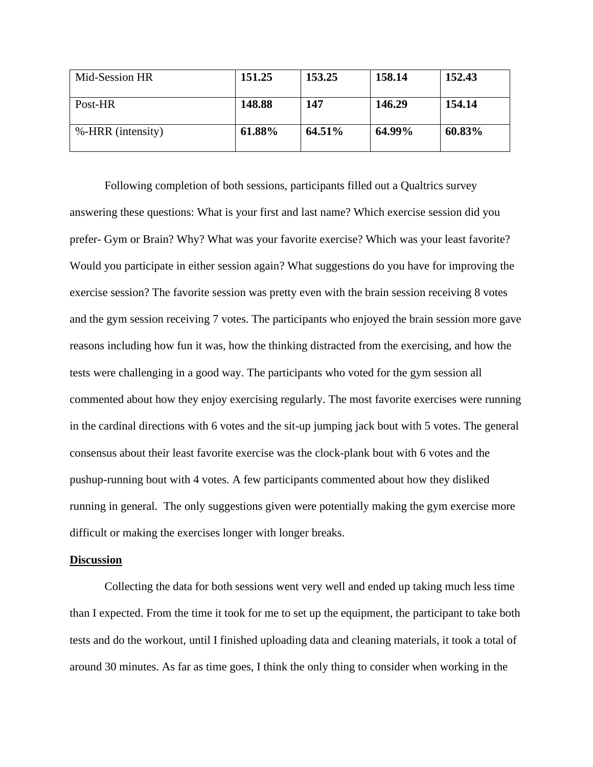| Mid-Session HR | **151.25** | **153.25** | **158.14** | **152.43** |
|---|---|---|---|---|
| Post-HR | **148.88** | **147** | **146.29** | **154.14** |
| %-HRR (intensity) | **61.88%** | **64.51%** | **64.99%** | **60.83%** |

Following completion of both sessions, participants filled out a Qualtrics survey answering these questions: What is your first and last name? Which exercise session did you prefer- Gym or Brain? Why? What was your favorite exercise? Which was your least favorite? Would you participate in either session again? What suggestions do you have for improving the exercise session? The favorite session was pretty even with the brain session receiving 8 votes and the gym session receiving 7 votes. The participants who enjoyed the brain session more gave reasons including how fun it was, how the thinking distracted from the exercising, and how the tests were challenging in a good way. The participants who voted for the gym session all commented about how they enjoy exercising regularly. The most favorite exercises were running in the cardinal directions with 6 votes and the sit-up jumping jack bout with 5 votes. The general consensus about their least favorite exercise was the clock-plank bout with 6 votes and the pushup-running bout with 4 votes. A few participants commented about how they disliked running in general. The only suggestions given were potentially making the gym exercise more difficult or making the exercises longer with longer breaks.

**Discussion**

Collecting the data for both sessions went very well and ended up taking much less time than I expected. From the time it took for me to set up the equipment, the participant to take both tests and do the workout, until I finished uploading data and cleaning materials, it took a total of around 30 minutes. As far as time goes, I think the only thing to consider when working in the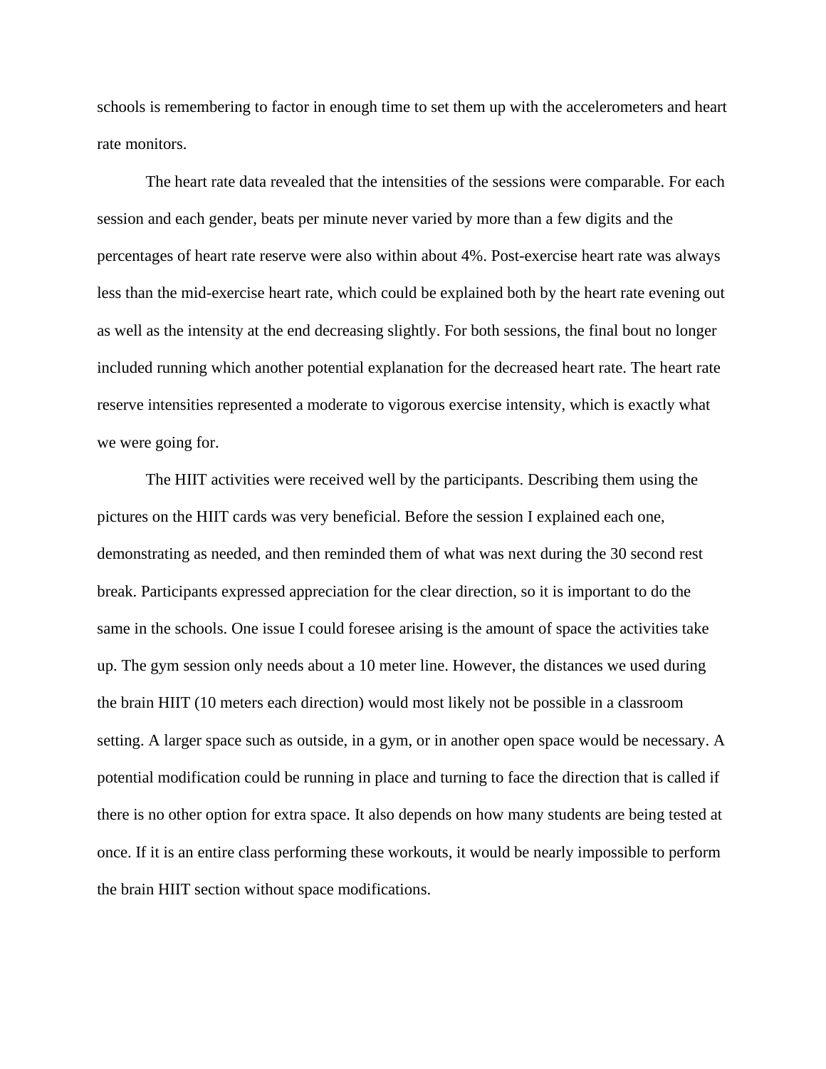schools is remembering to factor in enough time to set them up with the accelerometers and heart rate monitors.

The heart rate data revealed that the intensities of the sessions were comparable. For each session and each gender, beats per minute never varied by more than a few digits and the percentages of heart rate reserve were also within about 4%. Post-exercise heart rate was always less than the mid-exercise heart rate, which could be explained both by the heart rate evening out as well as the intensity at the end decreasing slightly. For both sessions, the final bout no longer included running which another potential explanation for the decreased heart rate. The heart rate reserve intensities represented a moderate to vigorous exercise intensity, which is exactly what we were going for.

The HIIT activities were received well by the participants. Describing them using the pictures on the HIIT cards was very beneficial. Before the session I explained each one, demonstrating as needed, and then reminded them of what was next during the 30 second rest break. Participants expressed appreciation for the clear direction, so it is important to do the same in the schools. One issue I could foresee arising is the amount of space the activities take up. The gym session only needs about a 10 meter line. However, the distances we used during the brain HIIT (10 meters each direction) would most likely not be possible in a classroom setting. A larger space such as outside, in a gym, or in another open space would be necessary. A potential modification could be running in place and turning to face the direction that is called if there is no other option for extra space. It also depends on how many students are being tested at once. If it is an entire class performing these workouts, it would be nearly impossible to perform the brain HIIT section without space modifications.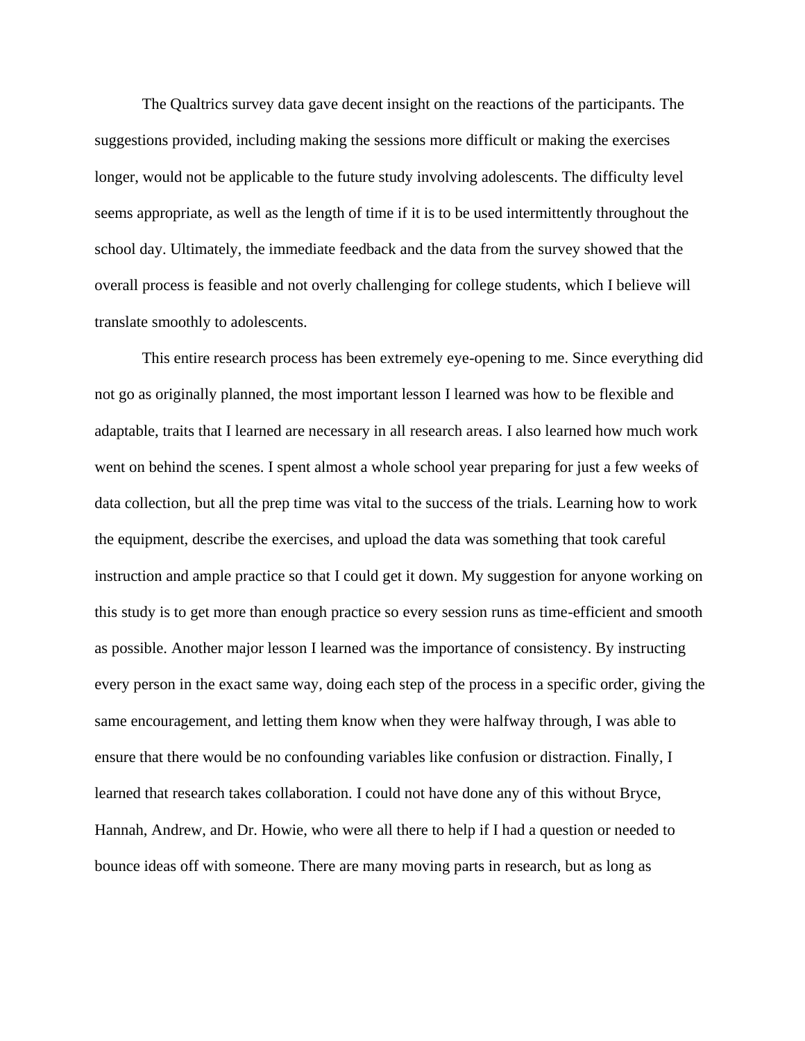The Qualtrics survey data gave decent insight on the reactions of the participants. The suggestions provided, including making the sessions more difficult or making the exercises longer, would not be applicable to the future study involving adolescents. The difficulty level seems appropriate, as well as the length of time if it is to be used intermittently throughout the school day. Ultimately, the immediate feedback and the data from the survey showed that the overall process is feasible and not overly challenging for college students, which I believe will translate smoothly to adolescents.

This entire research process has been extremely eye-opening to me. Since everything did not go as originally planned, the most important lesson I learned was how to be flexible and adaptable, traits that I learned are necessary in all research areas. I also learned how much work went on behind the scenes. I spent almost a whole school year preparing for just a few weeks of data collection, but all the prep time was vital to the success of the trials. Learning how to work the equipment, describe the exercises, and upload the data was something that took careful instruction and ample practice so that I could get it down. My suggestion for anyone working on this study is to get more than enough practice so every session runs as time-efficient and smooth as possible. Another major lesson I learned was the importance of consistency. By instructing every person in the exact same way, doing each step of the process in a specific order, giving the same encouragement, and letting them know when they were halfway through, I was able to ensure that there would be no confounding variables like confusion or distraction. Finally, I learned that research takes collaboration. I could not have done any of this without Bryce, Hannah, Andrew, and Dr. Howie, who were all there to help if I had a question or needed to bounce ideas off with someone. There are many moving parts in research, but as long as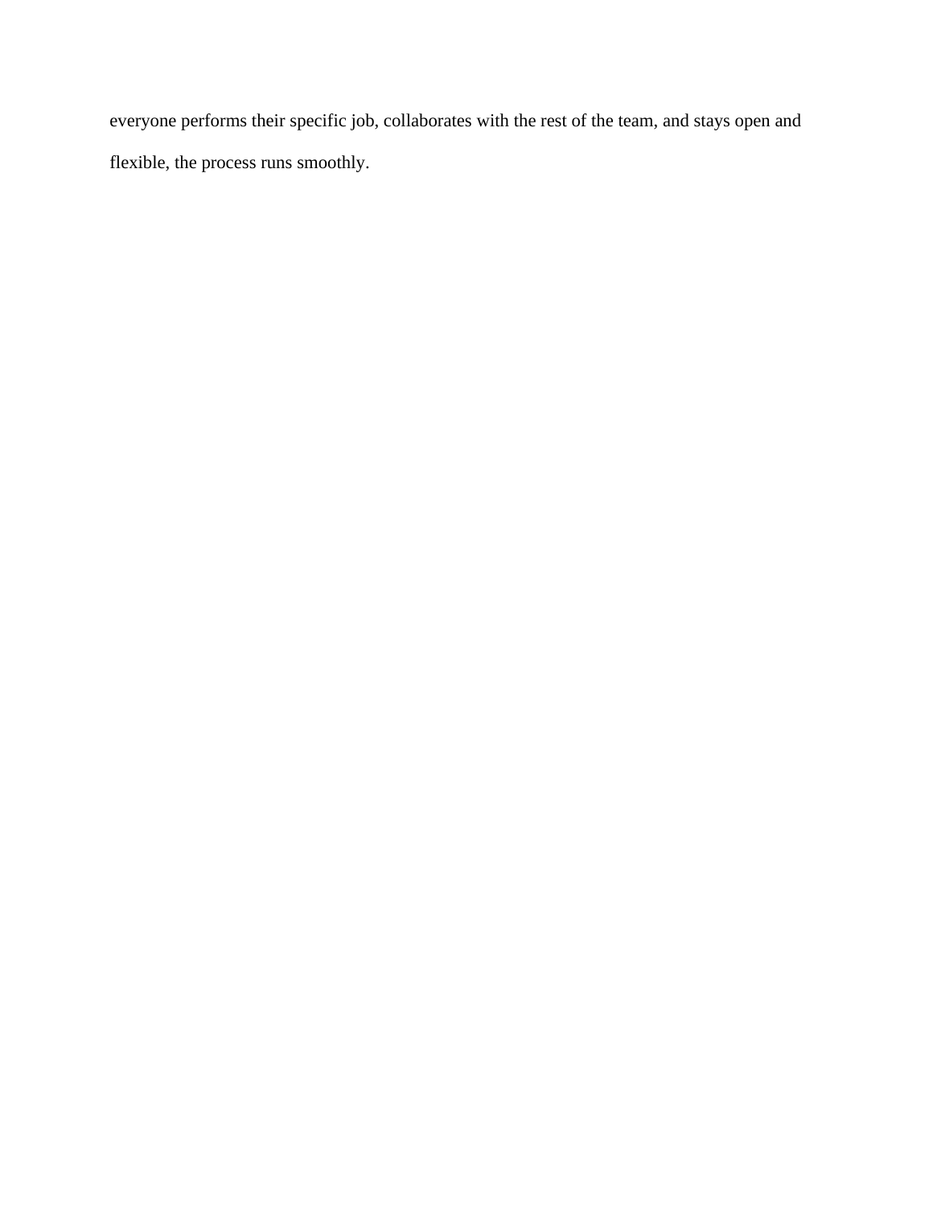everyone performs their specific job, collaborates with the rest of the team, and stays open and flexible, the process runs smoothly.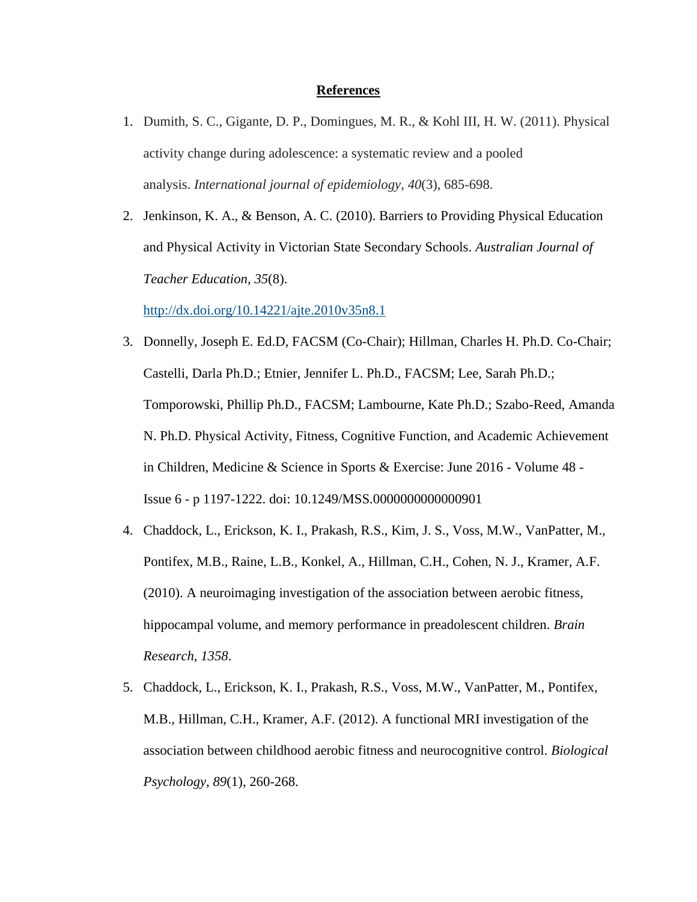## References

1. Dumith, S. C., Gigante, D. P., Domingues, M. R., & Kohl III, H. W. (2011). Physical activity change during adolescence: a systematic review and a pooled analysis. *International journal of epidemiology*, *40*(3), 685-698.
2. Jenkinson, K. A., & Benson, A. C. (2010). Barriers to Providing Physical Education and Physical Activity in Victorian State Secondary Schools. *Australian Journal of Teacher Education, 35*(8). http://dx.doi.org/10.14221/ajte.2010v35n8.1
3. Donnelly, Joseph E. Ed.D, FACSM (Co-Chair); Hillman, Charles H. Ph.D. Co-Chair; Castelli, Darla Ph.D.; Etnier, Jennifer L. Ph.D., FACSM; Lee, Sarah Ph.D.; Tomporowski, Phillip Ph.D., FACSM; Lambourne, Kate Ph.D.; Szabo-Reed, Amanda N. Ph.D. Physical Activity, Fitness, Cognitive Function, and Academic Achievement in Children, Medicine & Science in Sports & Exercise: June 2016 - Volume 48 - Issue 6 - p 1197-1222. doi: 10.1249/MSS.0000000000000901
4. Chaddock, L., Erickson, K. I., Prakash, R.S., Kim, J. S., Voss, M.W., VanPatter, M., Pontifex, M.B., Raine, L.B., Konkel, A., Hillman, C.H., Cohen, N. J., Kramer, A.F. (2010). A neuroimaging investigation of the association between aerobic fitness, hippocampal volume, and memory performance in preadolescent children. *Brain Research*, *1358*.
5. Chaddock, L., Erickson, K. I., Prakash, R.S., Voss, M.W., VanPatter, M., Pontifex, M.B., Hillman, C.H., Kramer, A.F. (2012). A functional MRI investigation of the association between childhood aerobic fitness and neurocognitive control. *Biological Psychology*, *89*(1), 260-268.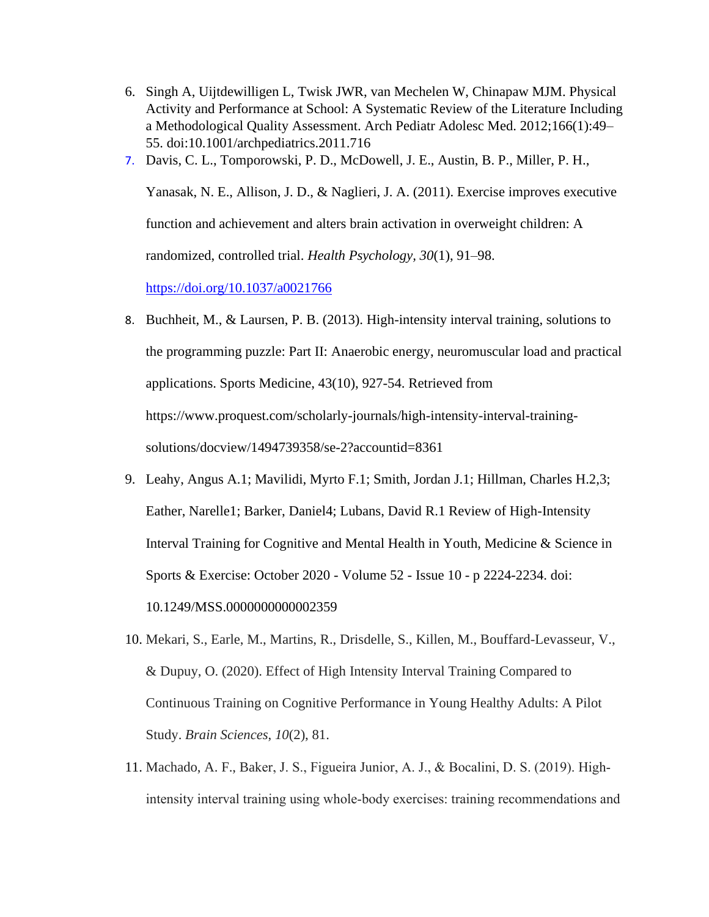6. Singh A, Uijtdewilligen L, Twisk JWR, van Mechelen W, Chinapaw MJM. Physical Activity and Performance at School: A Systematic Review of the Literature Including a Methodological Quality Assessment. Arch Pediatr Adolesc Med. 2012;166(1):49–55. doi:10.1001/archpediatrics.2011.716
7. Davis, C. L., Tomporowski, P. D., McDowell, J. E., Austin, B. P., Miller, P. H., Yanasak, N. E., Allison, J. D., & Naglieri, J. A. (2011). Exercise improves executive function and achievement and alters brain activation in overweight children: A randomized, controlled trial. *Health Psychology, 30*(1), 91–98. https://doi.org/10.1037/a0021766
8. Buchheit, M., & Laursen, P. B. (2013). High-intensity interval training, solutions to the programming puzzle: Part II: Anaerobic energy, neuromuscular load and practical applications. Sports Medicine, 43(10), 927-54. Retrieved from https://www.proquest.com/scholarly-journals/high-intensity-interval-training-solutions/docview/1494739358/se-2?accountid=8361
9. Leahy, Angus A.1; Mavilidi, Myrto F.1; Smith, Jordan J.1; Hillman, Charles H.2,3; Eather, Narelle1; Barker, Daniel4; Lubans, David R.1 Review of High-Intensity Interval Training for Cognitive and Mental Health in Youth, Medicine & Science in Sports & Exercise: October 2020 - Volume 52 - Issue 10 - p 2224-2234. doi: 10.1249/MSS.0000000000002359
10. Mekari, S., Earle, M., Martins, R., Drisdelle, S., Killen, M., Bouffard-Levasseur, V., & Dupuy, O. (2020). Effect of High Intensity Interval Training Compared to Continuous Training on Cognitive Performance in Young Healthy Adults: A Pilot Study. *Brain Sciences*, *10*(2), 81.
11. Machado, A. F., Baker, J. S., Figueira Junior, A. J., & Bocalini, D. S. (2019). High-intensity interval training using whole-body exercises: training recommendations and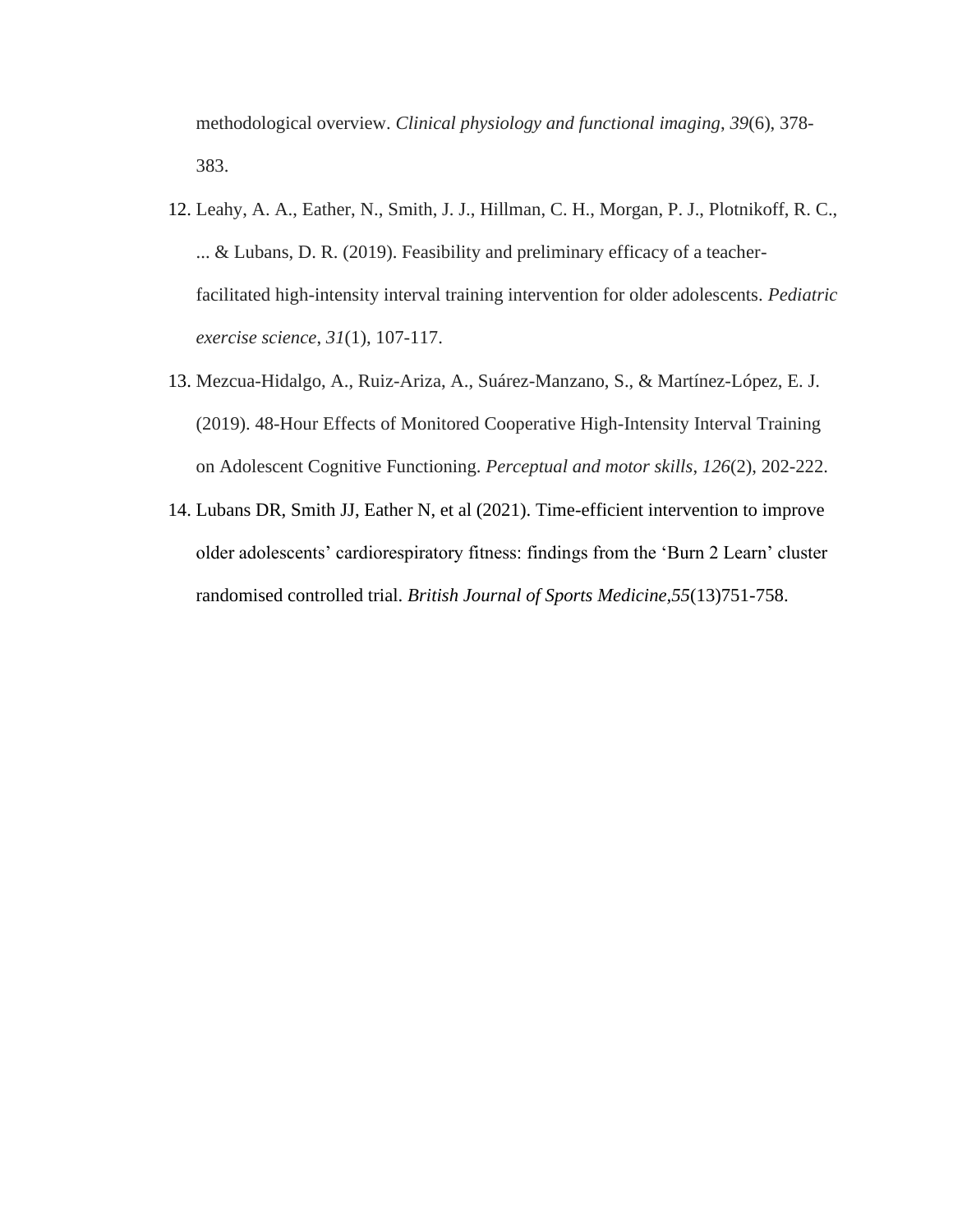methodological overview. *Clinical physiology and functional imaging*, *39*(6), 378-383.

12. Leahy, A. A., Eather, N., Smith, J. J., Hillman, C. H., Morgan, P. J., Plotnikoff, R. C., ... & Lubans, D. R. (2019). Feasibility and preliminary efficacy of a teacher-facilitated high-intensity interval training intervention for older adolescents. *Pediatric exercise science*, *31*(1), 107-117.
13. Mezcua-Hidalgo, A., Ruiz-Ariza, A., Suárez-Manzano, S., & Martínez-López, E. J. (2019). 48-Hour Effects of Monitored Cooperative High-Intensity Interval Training on Adolescent Cognitive Functioning. *Perceptual and motor skills*, *126*(2), 202-222.
14. Lubans DR, Smith JJ, Eather N, et al (2021). Time-efficient intervention to improve older adolescents' cardiorespiratory fitness: findings from the 'Burn 2 Learn' cluster randomised controlled trial. *British Journal of Sports Medicine*,*55*(13)751-758.